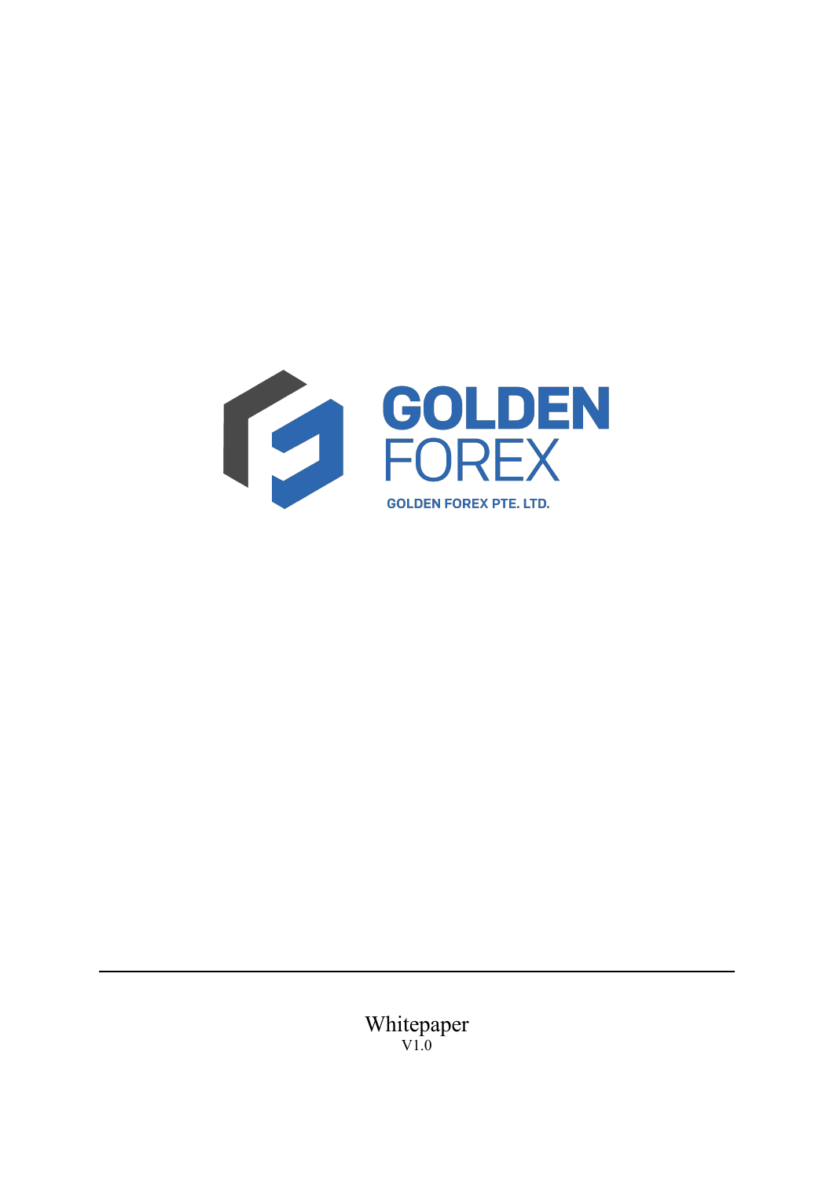# GOLDEN FOREX

GOLDEN FOREX PTE. LTD.

Whitepaper

V1.0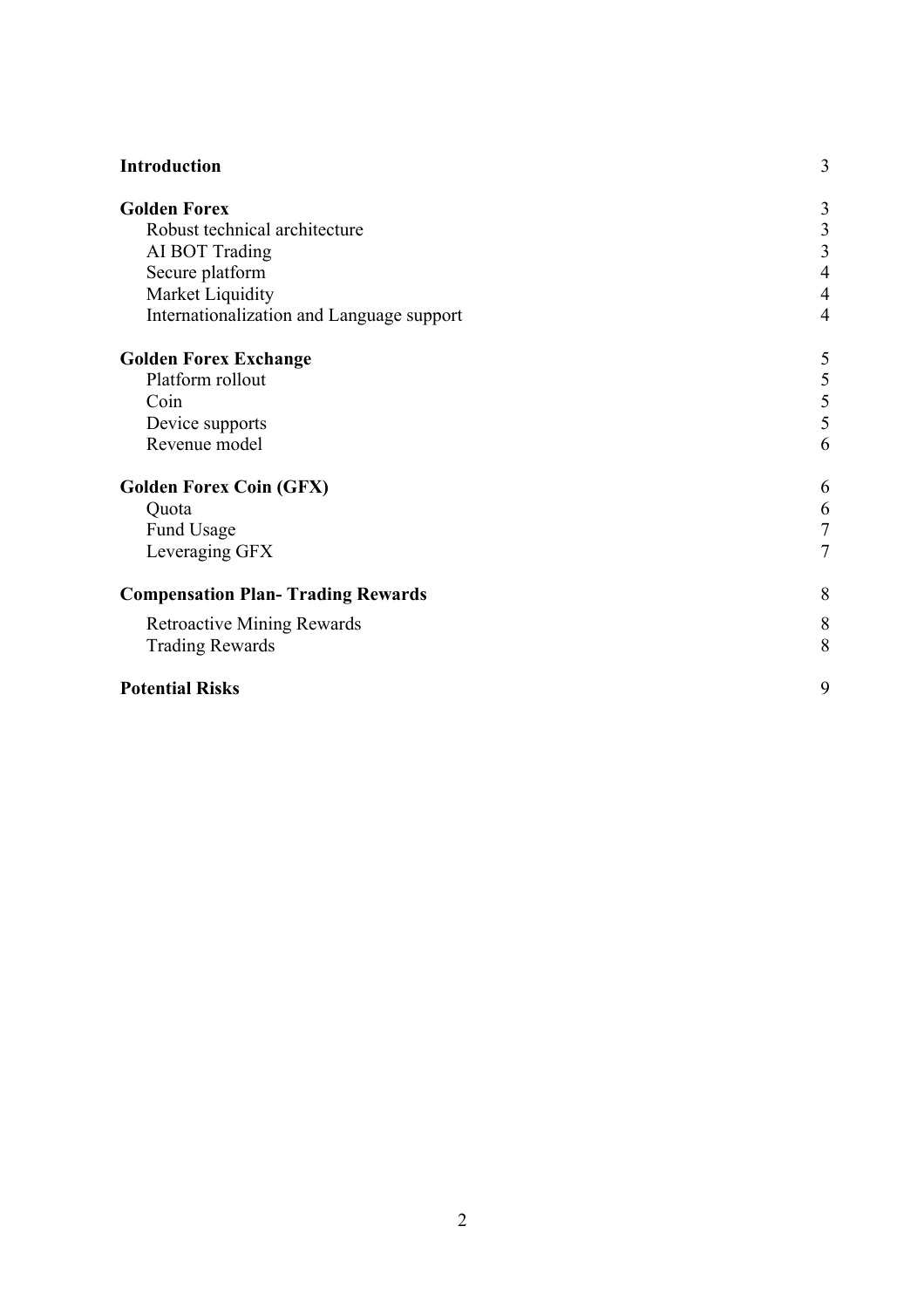| | |
|---|---|
| **Introduction** | 3 |
| **Golden Forex** | 3 |
| Robust technical architecture | 3 |
| AI BOT Trading | 3 |
| Secure platform | 4 |
| Market Liquidity | 4 |
| Internationalization and Language support | 4 |
| **Golden Forex Exchange** | 5 |
| Platform rollout | 5 |
| Coin | 5 |
| Device supports | 5 |
| Revenue model | 6 |
| **Golden Forex Coin (GFX)** | 6 |
| Quota | 6 |
| Fund Usage | 7 |
| Leveraging GFX | 7 |
| **Compensation Plan- Trading Rewards** | 8 |
| Retroactive Mining Rewards | 8 |
| Trading Rewards | 8 |
| **Potential Risks** | 9 |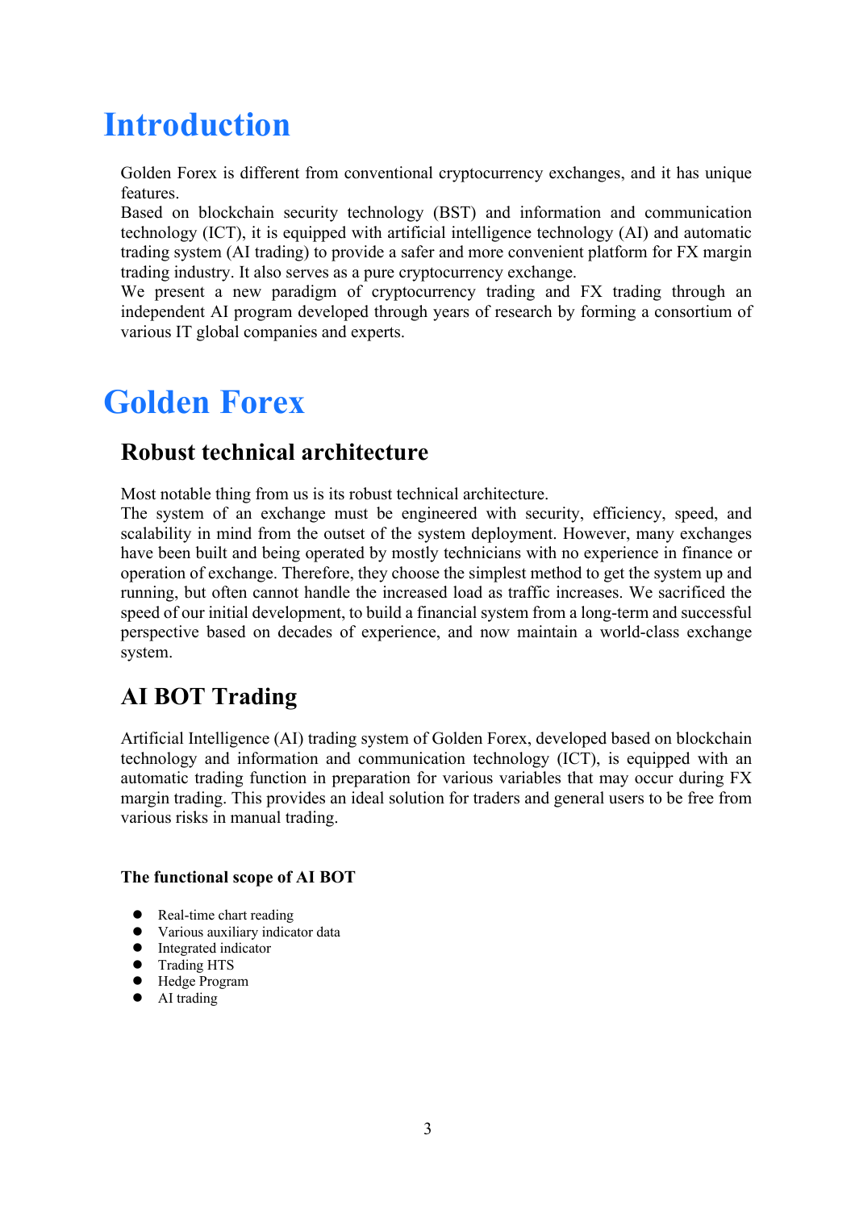# Introduction

Golden Forex is different from conventional cryptocurrency exchanges, and it has unique features.
Based on blockchain security technology (BST) and information and communication technology (ICT), it is equipped with artificial intelligence technology (AI) and automatic trading system (AI trading) to provide a safer and more convenient platform for FX margin trading industry. It also serves as a pure cryptocurrency exchange.
We present a new paradigm of cryptocurrency trading and FX trading through an independent AI program developed through years of research by forming a consortium of various IT global companies and experts.

# Golden Forex

## Robust technical architecture

Most notable thing from us is its robust technical architecture.
The system of an exchange must be engineered with security, efficiency, speed, and scalability in mind from the outset of the system deployment. However, many exchanges have been built and being operated by mostly technicians with no experience in finance or operation of exchange. Therefore, they choose the simplest method to get the system up and running, but often cannot handle the increased load as traffic increases. We sacrificed the speed of our initial development, to build a financial system from a long-term and successful perspective based on decades of experience, and now maintain a world-class exchange system.

## AI BOT Trading

Artificial Intelligence (AI) trading system of Golden Forex, developed based on blockchain technology and information and communication technology (ICT), is equipped with an automatic trading function in preparation for various variables that may occur during FX margin trading. This provides an ideal solution for traders and general users to be free from various risks in manual trading.

#### The functional scope of AI BOT

- Real-time chart reading
- Various auxiliary indicator data
- Integrated indicator
- Trading HTS
- Hedge Program
- AI trading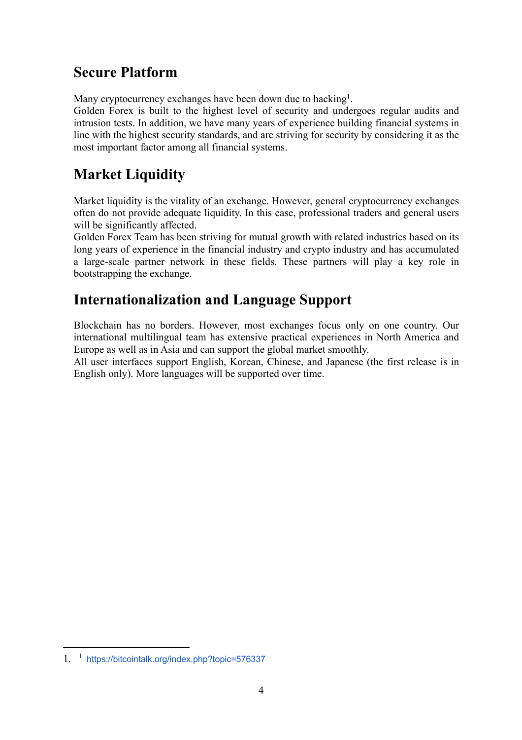## Secure Platform

Many cryptocurrency exchanges have been down due to hacking[1].
Golden Forex is built to the highest level of security and undergoes regular audits and intrusion tests. In addition, we have many years of experience building financial systems in line with the highest security standards, and are striving for security by considering it as the most important factor among all financial systems.

## Market Liquidity

Market liquidity is the vitality of an exchange. However, general cryptocurrency exchanges often do not provide adequate liquidity. In this case, professional traders and general users will be significantly affected.
Golden Forex Team has been striving for mutual growth with related industries based on its long years of experience in the financial industry and crypto industry and has accumulated a large-scale partner network in these fields. These partners will play a key role in bootstrapping the exchange.

## Internationalization and Language Support

Blockchain has no borders. However, most exchanges focus only on one country. Our international multilingual team has extensive practical experiences in North America and Europe as well as in Asia and can support the global market smoothly.
All user interfaces support English, Korean, Chinese, and Japanese (the first release is in English only). More languages will be supported over time.

---

1. [1] https://bitcointalk.org/index.php?topic=576337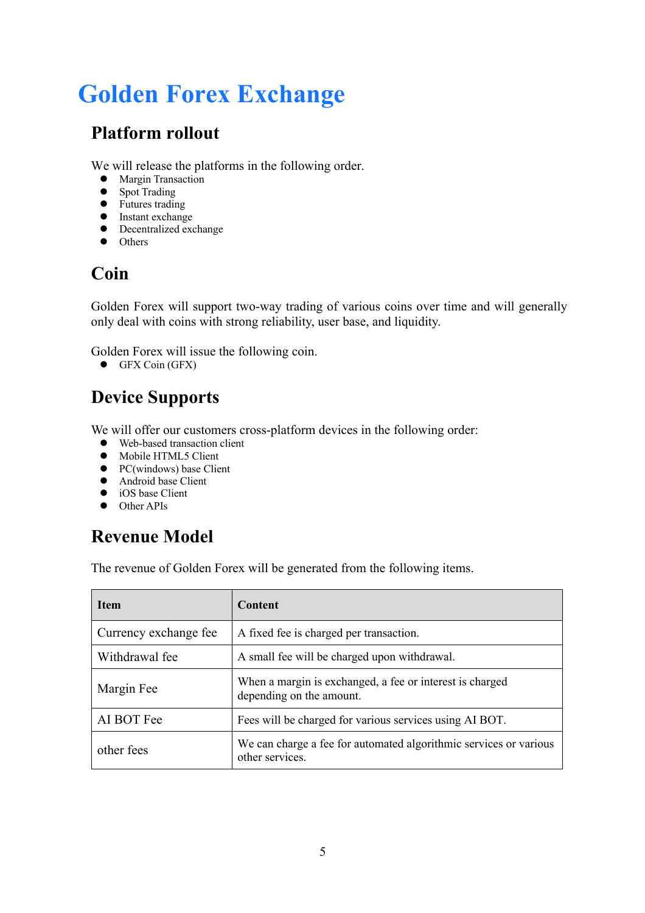# Golden Forex Exchange

## Platform rollout

We will release the platforms in the following order.

- Margin Transaction
- Spot Trading
- Futures trading
- Instant exchange
- Decentralized exchange
- Others

## Coin

Golden Forex will support two-way trading of various coins over time and will generally only deal with coins with strong reliability, user base, and liquidity.

Golden Forex will issue the following coin.

- GFX Coin (GFX)

## Device Supports

We will offer our customers cross-platform devices in the following order:

- Web-based transaction client
- Mobile HTML5 Client
- PC(windows) base Client
- Android base Client
- iOS base Client
- Other APIs

## Revenue Model

The revenue of Golden Forex will be generated from the following items.

| Item | Content |
|---|---|
| Currency exchange fee | A fixed fee is charged per transaction. |
| Withdrawal fee | A small fee will be charged upon withdrawal. |
| Margin Fee | When a margin is exchanged, a fee or interest is charged depending on the amount. |
| AI BOT Fee | Fees will be charged for various services using AI BOT. |
| other fees | We can charge a fee for automated algorithmic services or various other services. |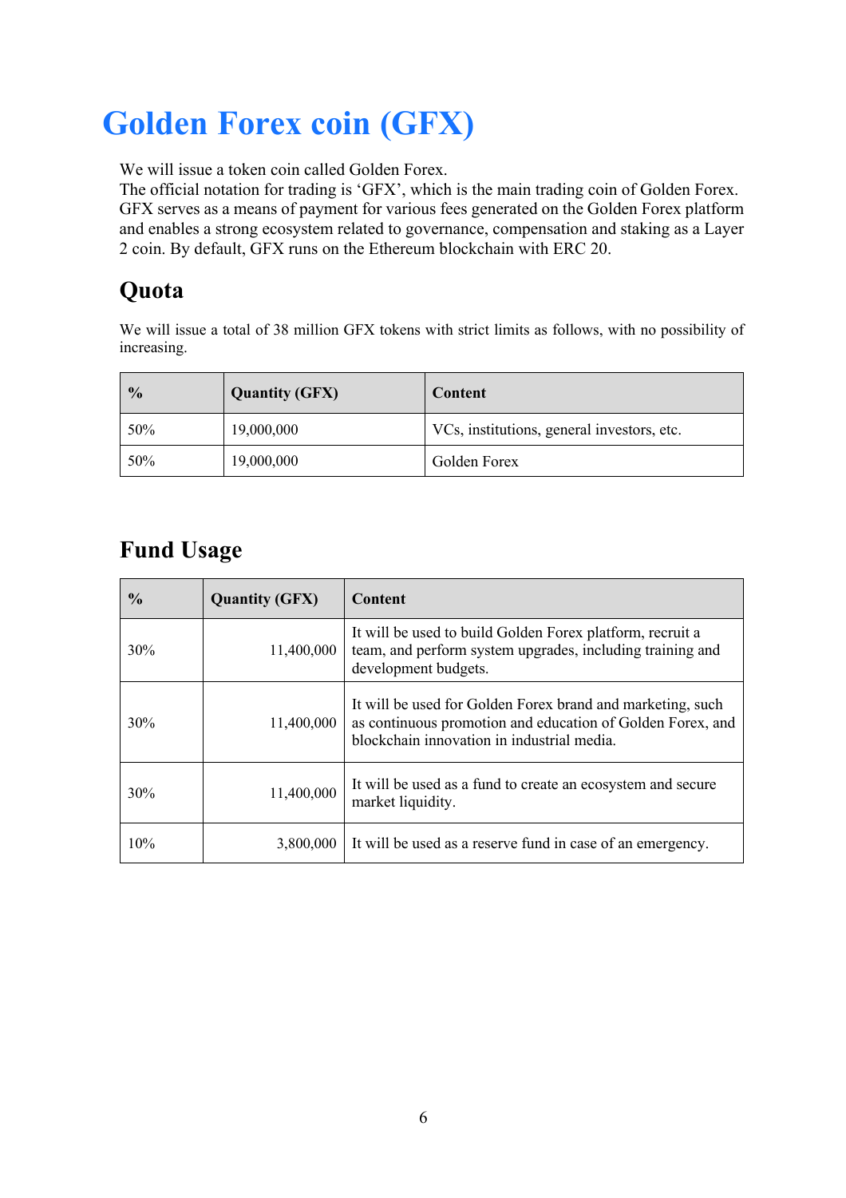# Golden Forex coin (GFX)

We will issue a token coin called Golden Forex.
The official notation for trading is 'GFX', which is the main trading coin of Golden Forex. GFX serves as a means of payment for various fees generated on the Golden Forex platform and enables a strong ecosystem related to governance, compensation and staking as a Layer 2 coin. By default, GFX runs on the Ethereum blockchain with ERC 20.

## Quota

We will issue a total of 38 million GFX tokens with strict limits as follows, with no possibility of increasing.

| % | Quantity (GFX) | Content |
|---|---|---|
| 50% | 19,000,000 | VCs, institutions, general investors, etc. |
| 50% | 19,000,000 | Golden Forex |

## Fund Usage

| % | Quantity (GFX) | Content |
|---|---|---|
| 30% | 11,400,000 | It will be used to build Golden Forex platform, recruit a team, and perform system upgrades, including training and development budgets. |
| 30% | 11,400,000 | It will be used for Golden Forex brand and marketing, such as continuous promotion and education of Golden Forex, and blockchain innovation in industrial media. |
| 30% | 11,400,000 | It will be used as a fund to create an ecosystem and secure market liquidity. |
| 10% | 3,800,000 | It will be used as a reserve fund in case of an emergency. |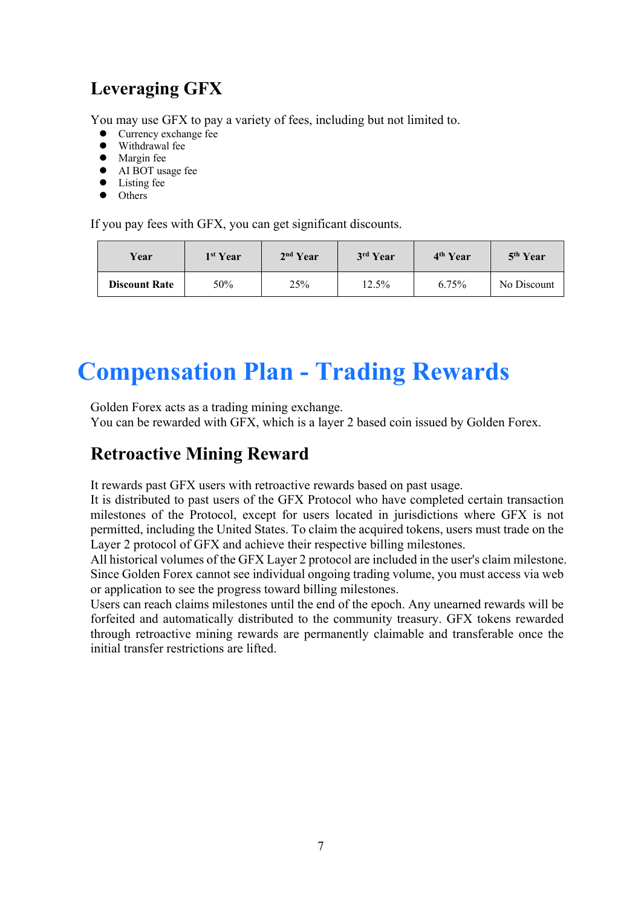## Leveraging GFX

You may use GFX to pay a variety of fees, including but not limited to.

- Currency exchange fee
- Withdrawal fee
- Margin fee
- AI BOT usage fee
- Listing fee
- Others

If you pay fees with GFX, you can get significant discounts.

| Year | 1st Year | 2nd Year | 3rd Year | 4th Year | 5th Year |
|---|---|---|---|---|---|
| **Discount Rate** | 50% | 25% | 12.5% | 6.75% | No Discount |

# Compensation Plan - Trading Rewards

Golden Forex acts as a trading mining exchange.
You can be rewarded with GFX, which is a layer 2 based coin issued by Golden Forex.

## Retroactive Mining Reward

It rewards past GFX users with retroactive rewards based on past usage.
It is distributed to past users of the GFX Protocol who have completed certain transaction milestones of the Protocol, except for users located in jurisdictions where GFX is not permitted, including the United States. To claim the acquired tokens, users must trade on the Layer 2 protocol of GFX and achieve their respective billing milestones.
All historical volumes of the GFX Layer 2 protocol are included in the user's claim milestone.
Since Golden Forex cannot see individual ongoing trading volume, you must access via web or application to see the progress toward billing milestones.
Users can reach claims milestones until the end of the epoch. Any unearned rewards will be forfeited and automatically distributed to the community treasury. GFX tokens rewarded through retroactive mining rewards are permanently claimable and transferable once the initial transfer restrictions are lifted.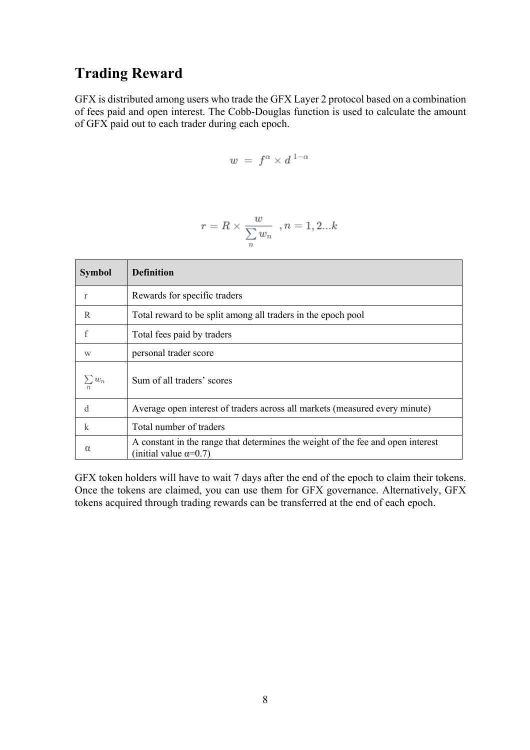## Trading Reward

GFX is distributed among users who trade the GFX Layer 2 protocol based on a combination of fees paid and open interest. The Cobb-Douglas function is used to calculate the amount of GFX paid out to each trader during each epoch.

$$w = f^{\alpha} \times d^{\,1-\alpha}$$

$$r = R \times \frac{w}{\sum_{n} w_n} \quad , n = 1, 2 \ldots k$$

| Symbol | Definition |
|---|---|
| r | Rewards for specific traders |
| R | Total reward to be split among all traders in the epoch pool |
| f | Total fees paid by traders |
| w | personal trader score |
| $\sum_{n} w_n$ | Sum of all traders' scores |
| d | Average open interest of traders across all markets (measured every minute) |
| k | Total number of traders |
| $\alpha$ | A constant in the range that determines the weight of the fee and open interest (initial value $\alpha$=0.7) |

GFX token holders will have to wait 7 days after the end of the epoch to claim their tokens. Once the tokens are claimed, you can use them for GFX governance. Alternatively, GFX tokens acquired through trading rewards can be transferred at the end of each epoch.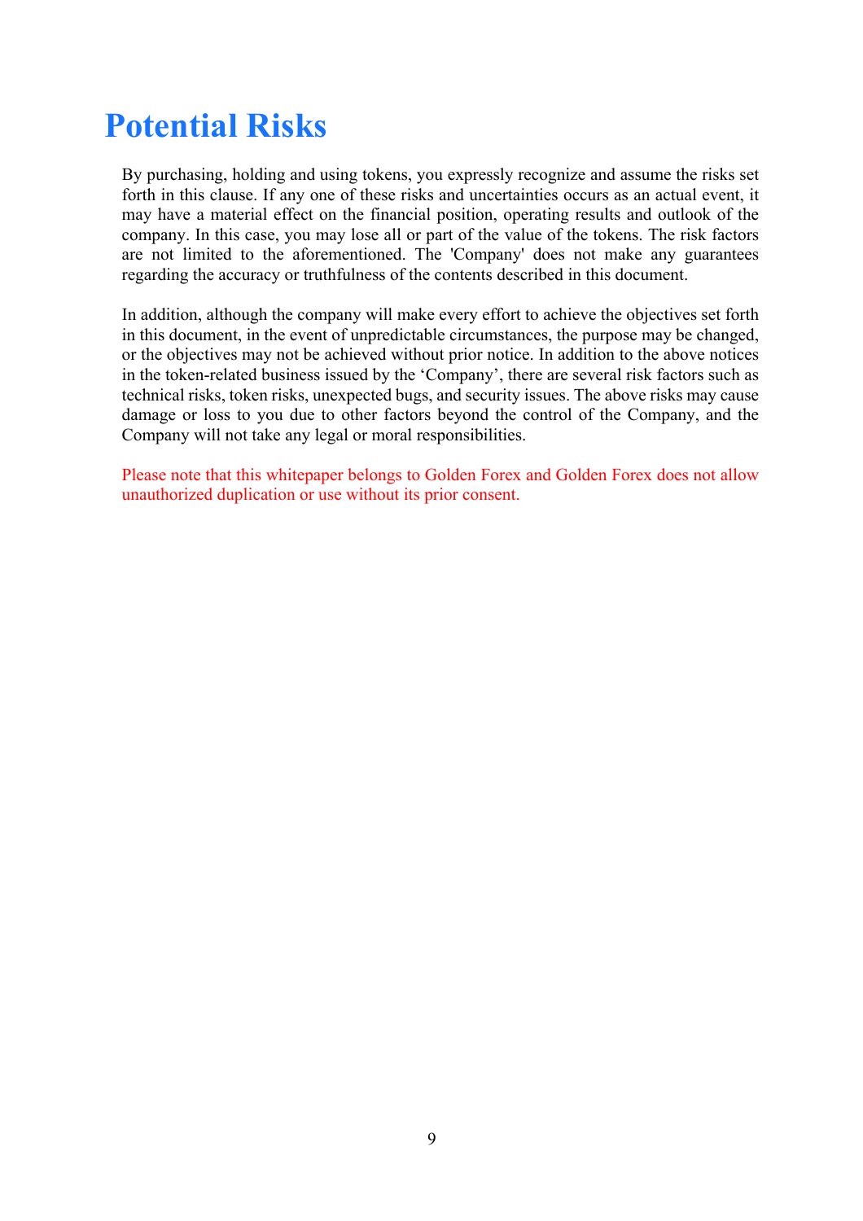# Potential Risks

By purchasing, holding and using tokens, you expressly recognize and assume the risks set forth in this clause. If any one of these risks and uncertainties occurs as an actual event, it may have a material effect on the financial position, operating results and outlook of the company. In this case, you may lose all or part of the value of the tokens. The risk factors are not limited to the aforementioned. The 'Company' does not make any guarantees regarding the accuracy or truthfulness of the contents described in this document.

In addition, although the company will make every effort to achieve the objectives set forth in this document, in the event of unpredictable circumstances, the purpose may be changed, or the objectives may not be achieved without prior notice. In addition to the above notices in the token-related business issued by the 'Company', there are several risk factors such as technical risks, token risks, unexpected bugs, and security issues. The above risks may cause damage or loss to you due to other factors beyond the control of the Company, and the Company will not take any legal or moral responsibilities.

Please note that this whitepaper belongs to Golden Forex and Golden Forex does not allow unauthorized duplication or use without its prior consent.